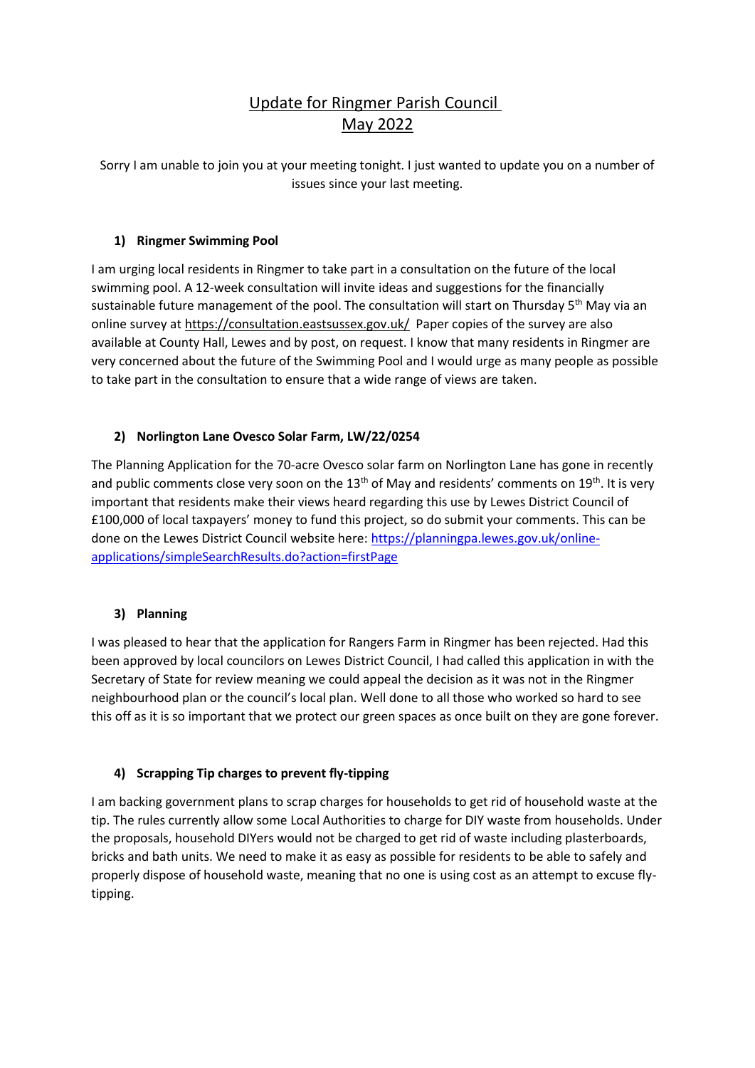# Update for Ringmer Parish Council
# May 2022

Sorry I am unable to join you at your meeting tonight. I just wanted to update you on a number of issues since your last meeting.

## 1) Ringmer Swimming Pool

I am urging local residents in Ringmer to take part in a consultation on the future of the local swimming pool. A 12-week consultation will invite ideas and suggestions for the financially sustainable future management of the pool. The consultation will start on Thursday 5th May via an online survey at https://consultation.eastsussex.gov.uk/ Paper copies of the survey are also available at County Hall, Lewes and by post, on request. I know that many residents in Ringmer are very concerned about the future of the Swimming Pool and I would urge as many people as possible to take part in the consultation to ensure that a wide range of views are taken.

## 2) Norlington Lane Ovesco Solar Farm, LW/22/0254

The Planning Application for the 70-acre Ovesco solar farm on Norlington Lane has gone in recently and public comments close very soon on the 13th of May and residents' comments on 19th. It is very important that residents make their views heard regarding this use by Lewes District Council of £100,000 of local taxpayers' money to fund this project, so do submit your comments. This can be done on the Lewes District Council website here: https://planningpa.lewes.gov.uk/online-applications/simpleSearchResults.do?action=firstPage

## 3) Planning

I was pleased to hear that the application for Rangers Farm in Ringmer has been rejected. Had this been approved by local councilors on Lewes District Council, I had called this application in with the Secretary of State for review meaning we could appeal the decision as it was not in the Ringmer neighbourhood plan or the council's local plan. Well done to all those who worked so hard to see this off as it is so important that we protect our green spaces as once built on they are gone forever.

## 4) Scrapping Tip charges to prevent fly-tipping

I am backing government plans to scrap charges for households to get rid of household waste at the tip. The rules currently allow some Local Authorities to charge for DIY waste from households. Under the proposals, household DIYers would not be charged to get rid of waste including plasterboards, bricks and bath units. We need to make it as easy as possible for residents to be able to safely and properly dispose of household waste, meaning that no one is using cost as an attempt to excuse fly-tipping.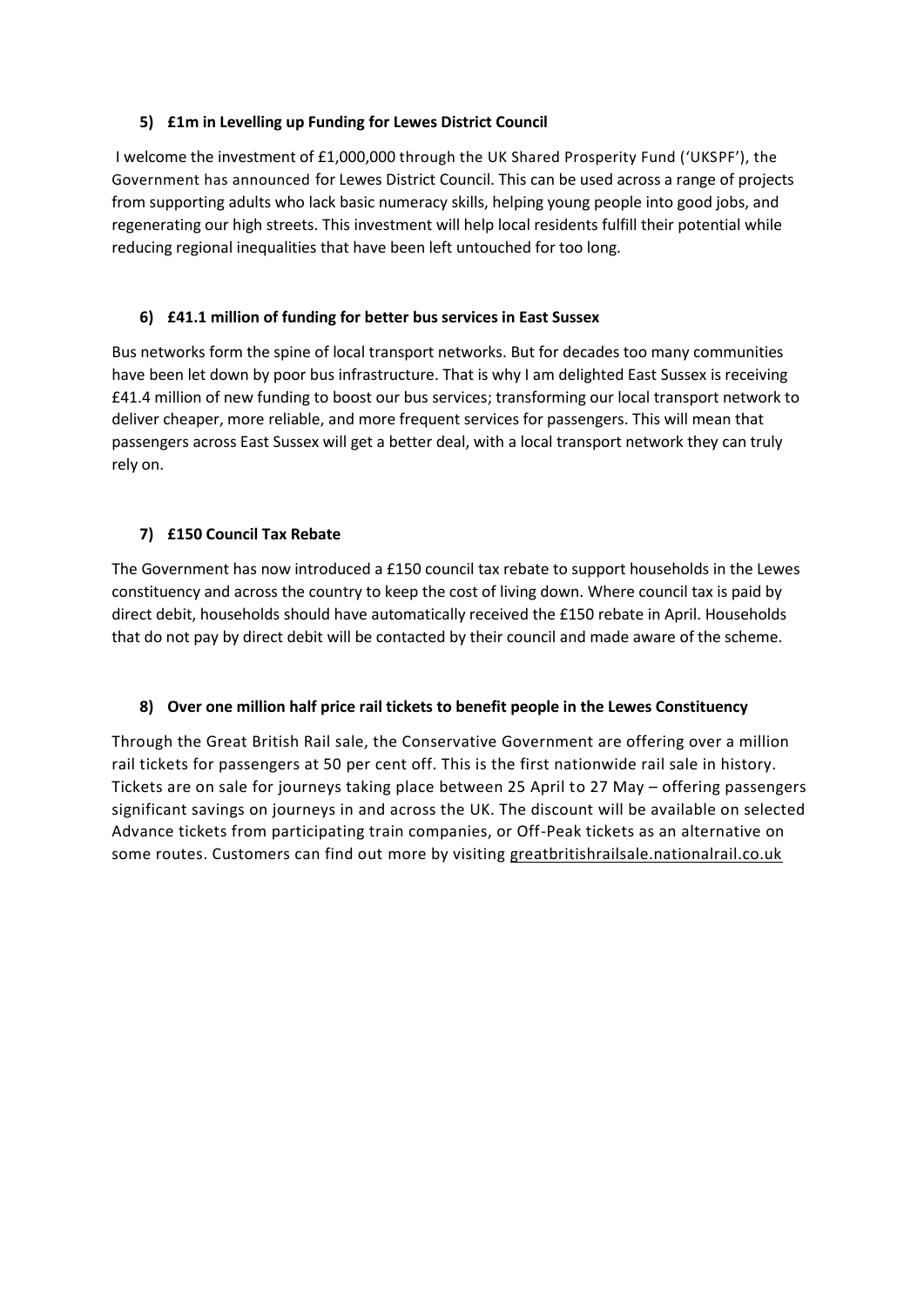### 5) £1m in Levelling up Funding for Lewes District Council

I welcome the investment of £1,000,000 through the UK Shared Prosperity Fund ('UKSPF'), the Government has announced for Lewes District Council. This can be used across a range of projects from supporting adults who lack basic numeracy skills, helping young people into good jobs, and regenerating our high streets. This investment will help local residents fulfill their potential while reducing regional inequalities that have been left untouched for too long.

### 6) £41.1 million of funding for better bus services in East Sussex

Bus networks form the spine of local transport networks. But for decades too many communities have been let down by poor bus infrastructure. That is why I am delighted East Sussex is receiving £41.4 million of new funding to boost our bus services; transforming our local transport network to deliver cheaper, more reliable, and more frequent services for passengers. This will mean that passengers across East Sussex will get a better deal, with a local transport network they can truly rely on.

### 7) £150 Council Tax Rebate

The Government has now introduced a £150 council tax rebate to support households in the Lewes constituency and across the country to keep the cost of living down. Where council tax is paid by direct debit, households should have automatically received the £150 rebate in April. Households that do not pay by direct debit will be contacted by their council and made aware of the scheme.

### 8) Over one million half price rail tickets to benefit people in the Lewes Constituency

Through the Great British Rail sale, the Conservative Government are offering over a million rail tickets for passengers at 50 per cent off. This is the first nationwide rail sale in history. Tickets are on sale for journeys taking place between 25 April to 27 May – offering passengers significant savings on journeys in and across the UK. The discount will be available on selected Advance tickets from participating train companies, or Off-Peak tickets as an alternative on some routes. Customers can find out more by visiting greatbritishrailsale.nationalrail.co.uk